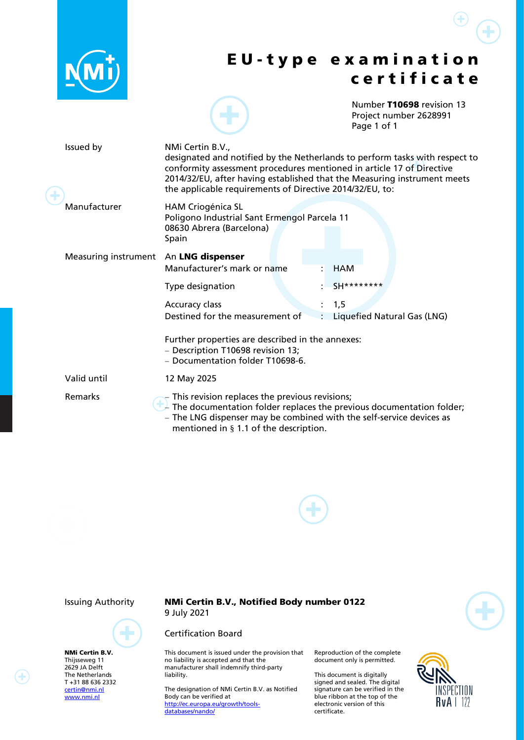# EU-type examination certificate

Number **T10698** revision 13
Project number 2628991

| | |
|---|---|
| Issued by | NMi Certin B.V., designated and notified by the Netherlands to perform tasks with respect to conformity assessment procedures mentioned in article 17 of Directive 2014/32/EU, after having established that the Measuring instrument meets the applicable requirements of Directive 2014/32/EU, to: |
| Manufacturer | HAM Criogénica SL<br>Poligono Industrial Sant Ermengol Parcela 11<br>08630 Abrera (Barcelona)<br>Spain |

**Measuring instrument** An **LNG dispenser**

| | | |
|---|---|---|
| Manufacturer's mark or name | : | HAM |
| Type designation | : | SH******** |
| Accuracy class | : | 1,5 |
| Destined for the measurement of | : | Liquefied Natural Gas (LNG) |

Further properties are described in the annexes:
- Description T10698 revision 13;
- Documentation folder T10698-6.

**Valid until** 12 May 2025

**Remarks**
- This revision replaces the previous revisions;
- The documentation folder replaces the previous documentation folder;
- The LNG dispenser may be combined with the self-service devices as mentioned in § 1.1 of the description.

Issuing Authority **NMi Certin B.V., Notified Body number 0122**
9 July 2021

Certification Board

**NMi Certin B.V.**
Thijsseweg 11
2629 JA Delft
The Netherlands
T +31 88 636 2332
certin@nmi.nl
www.nmi.nl

This document is issued under the provision that no liability is accepted and that the manufacturer shall indemnify third-party liability.

The designation of NMi Certin B.V. as Notified Body can be verified at http://ec.europa.eu/growth/tools-databases/nando/

Reproduction of the complete document only is permitted.

This document is digitally signed and sealed. The digital signature can be verified in the blue ribbon at the top of the electronic version of this certificate.

INSPECTION RvA I 122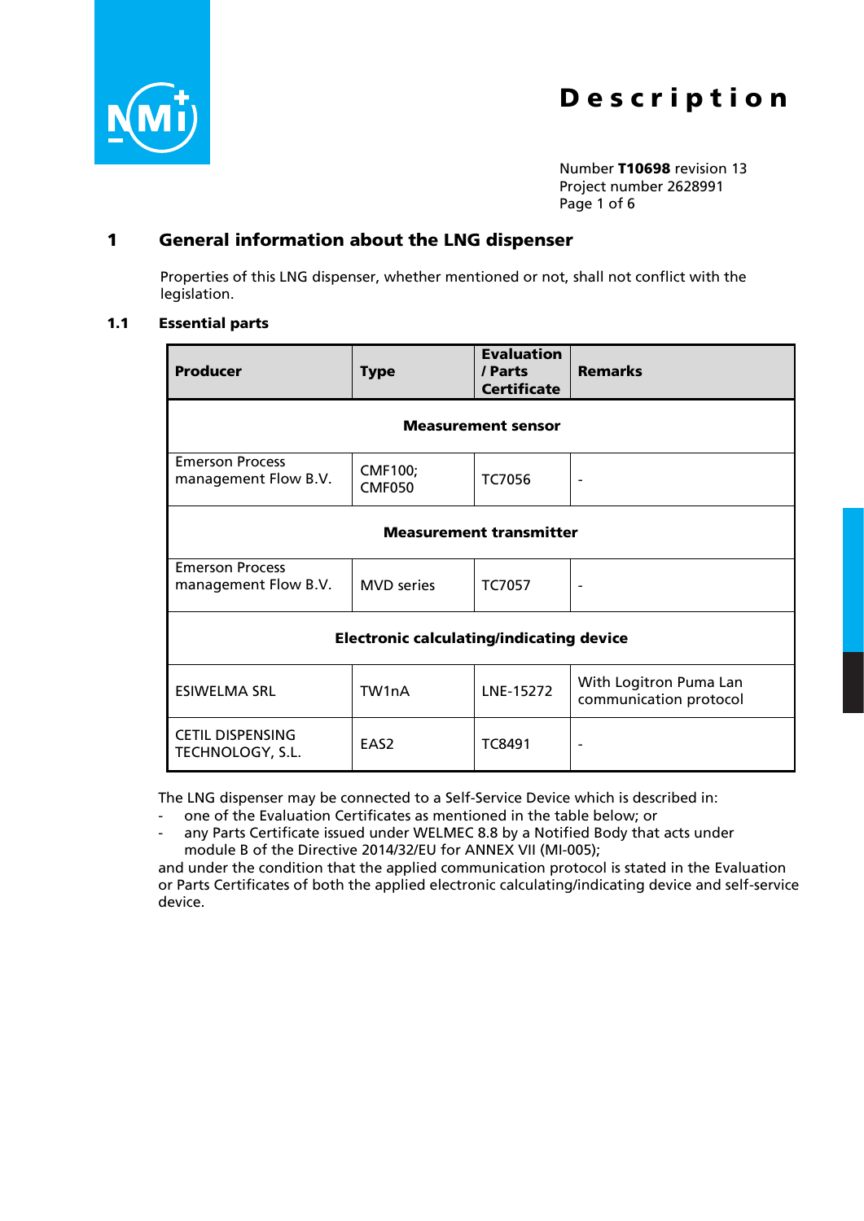# Description

Number **T10698** revision 13
Project number 2628991

## 1 General information about the LNG dispenser

Properties of this LNG dispenser, whether mentioned or not, shall not conflict with the legislation.

### 1.1 Essential parts

| Producer | Type | Evaluation / Parts Certificate | Remarks |
|---|---|---|---|
| **Measurement sensor** | | | |
| Emerson Process management Flow B.V. | CMF100; CMF050 | TC7056 | - |
| **Measurement transmitter** | | | |
| Emerson Process management Flow B.V. | MVD series | TC7057 | - |
| **Electronic calculating/indicating device** | | | |
| ESIWELMA SRL | TW1nA | LNE-15272 | With Logitron Puma Lan communication protocol |
| CETIL DISPENSING TECHNOLOGY, S.L. | EAS2 | TC8491 | - |

The LNG dispenser may be connected to a Self-Service Device which is described in:
- one of the Evaluation Certificates as mentioned in the table below; or
- any Parts Certificate issued under WELMEC 8.8 by a Notified Body that acts under module B of the Directive 2014/32/EU for ANNEX VII (MI-005);

and under the condition that the applied communication protocol is stated in the Evaluation or Parts Certificates of both the applied electronic calculating/indicating device and self-service device.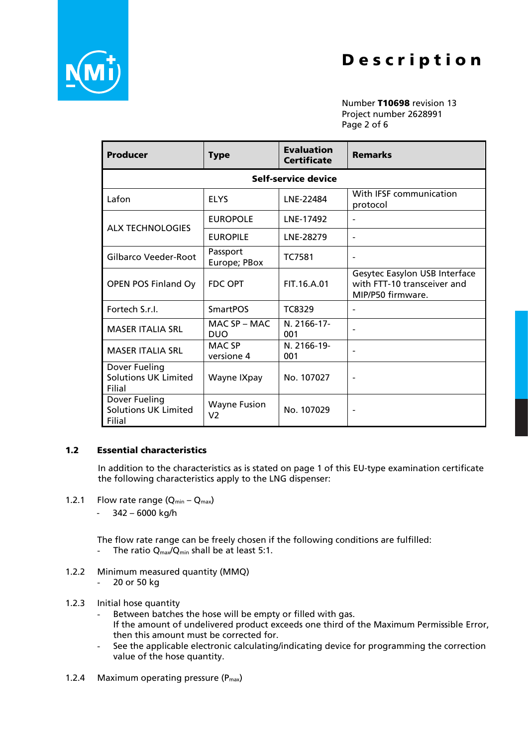| Producer | Type | Evaluation Certificate | Remarks |
| --- | --- | --- | --- |
| **Self-service device** | | | |
| Lafon | ELYS | LNE-22484 | With IFSF communication protocol |
| ALX TECHNOLOGIES | EUROPOLE | LNE-17492 | - |
| | EUROPILE | LNE-28279 | - |
| Gilbarco Veeder-Root | Passport Europe; PBox | TC7581 | - |
| OPEN POS Finland Oy | FDC OPT | FIT.16.A.01 | Gesytec Easylon USB Interface with FTT-10 transceiver and MIP/P50 firmware. |
| Fortech S.r.l. | SmartPOS | TC8329 | - |
| MASER ITALIA SRL | MAC SP – MAC DUO | N. 2166-17-001 | - |
| MASER ITALIA SRL | MAC SP versione 4 | N. 2166-19-001 | - |
| Dover Fueling Solutions UK Limited Filial | Wayne IXpay | No. 107027 | - |
| Dover Fueling Solutions UK Limited Filial | Wayne Fusion V2 | No. 107029 | - |

## 1.2 Essential characteristics

In addition to the characteristics as is stated on page 1 of this EU-type examination certificate the following characteristics apply to the LNG dispenser:

1.2.1 Flow rate range ($Q_{min}$ – $Q_{max}$)

- 342 – 6000 kg/h

The flow rate range can be freely chosen if the following conditions are fulfilled:

- The ratio $Q_{max}/Q_{min}$ shall be at least 5:1.

1.2.2 Minimum measured quantity (MMQ)

- 20 or 50 kg

1.2.3 Initial hose quantity

- Between batches the hose will be empty or filled with gas.
  If the amount of undelivered product exceeds one third of the Maximum Permissible Error, then this amount must be corrected for.
- See the applicable electronic calculating/indicating device for programming the correction value of the hose quantity.

1.2.4 Maximum operating pressure ($P_{max}$)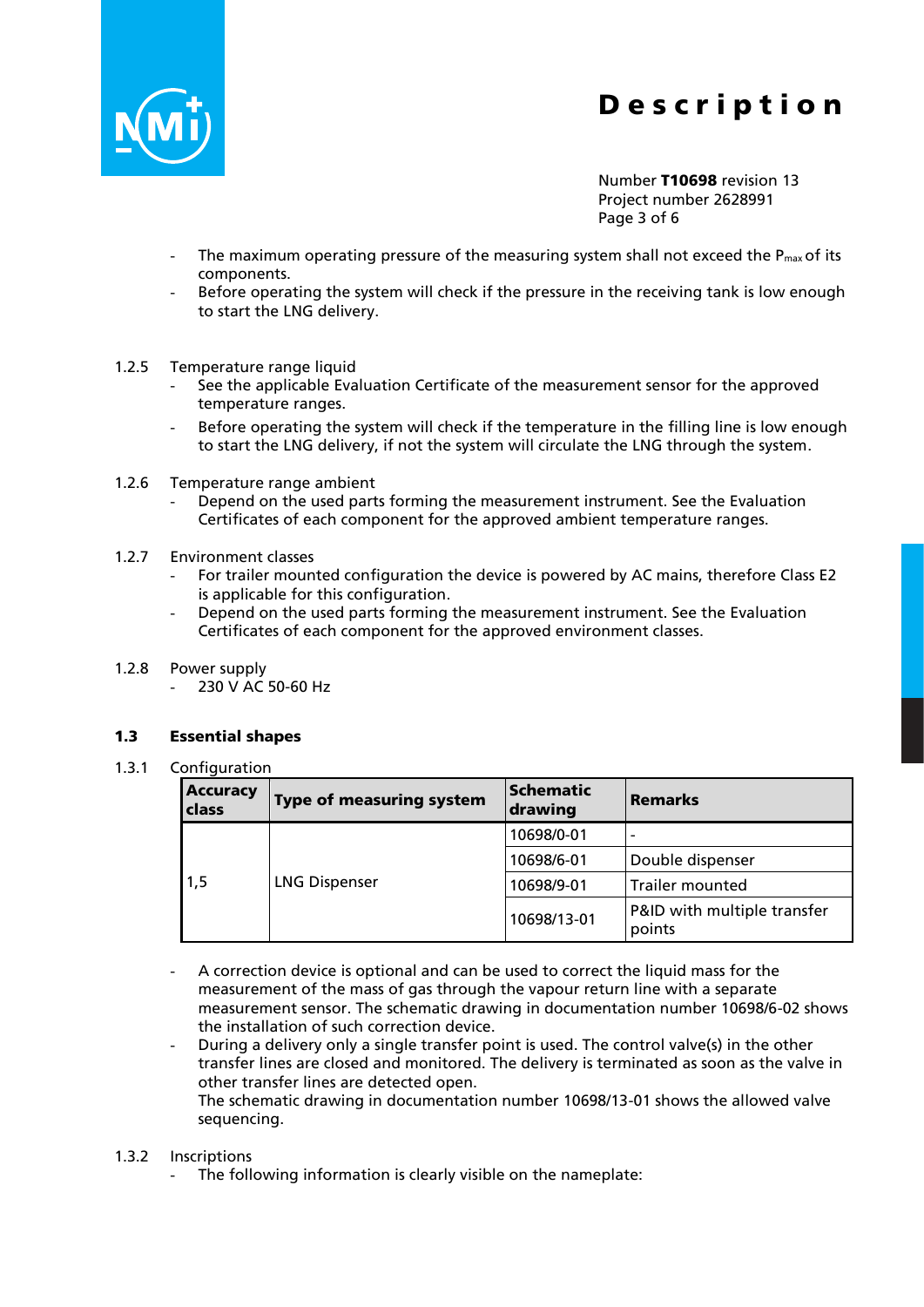- The maximum operating pressure of the measuring system shall not exceed the $P_{max}$ of its components.
- Before operating the system will check if the pressure in the receiving tank is low enough to start the LNG delivery.

1.2.5 Temperature range liquid

- See the applicable Evaluation Certificate of the measurement sensor for the approved temperature ranges.
- Before operating the system will check if the temperature in the filling line is low enough to start the LNG delivery, if not the system will circulate the LNG through the system.

1.2.6 Temperature range ambient

- Depend on the used parts forming the measurement instrument. See the Evaluation Certificates of each component for the approved ambient temperature ranges.

1.2.7 Environment classes

- For trailer mounted configuration the device is powered by AC mains, therefore Class E2 is applicable for this configuration.
- Depend on the used parts forming the measurement instrument. See the Evaluation Certificates of each component for the approved environment classes.

1.2.8 Power supply

- 230 V AC 50-60 Hz

## 1.3 Essential shapes

1.3.1 Configuration

| Accuracy class | Type of measuring system | Schematic drawing | Remarks |
|---|---|---|---|
| 1,5 | LNG Dispenser | 10698/0-01 | - |
| | | 10698/6-01 | Double dispenser |
| | | 10698/9-01 | Trailer mounted |
| | | 10698/13-01 | P&ID with multiple transfer points |

- A correction device is optional and can be used to correct the liquid mass for the measurement of the mass of gas through the vapour return line with a separate measurement sensor. The schematic drawing in documentation number 10698/6-02 shows the installation of such correction device.
- During a delivery only a single transfer point is used. The control valve(s) in the other transfer lines are closed and monitored. The delivery is terminated as soon as the valve in other transfer lines are detected open.
  The schematic drawing in documentation number 10698/13-01 shows the allowed valve sequencing.

1.3.2 Inscriptions

- The following information is clearly visible on the nameplate: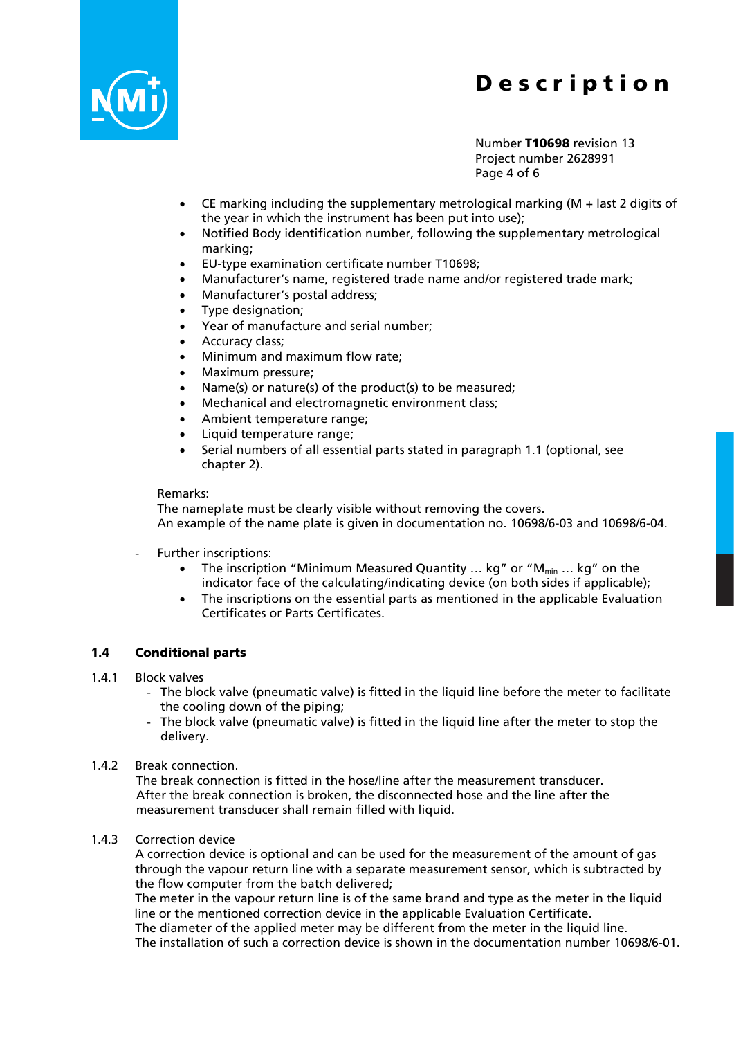- CE marking including the supplementary metrological marking (M + last 2 digits of the year in which the instrument has been put into use);
- Notified Body identification number, following the supplementary metrological marking;
- EU-type examination certificate number T10698;
- Manufacturer's name, registered trade name and/or registered trade mark;
- Manufacturer's postal address;
- Type designation;
- Year of manufacture and serial number;
- Accuracy class;
- Minimum and maximum flow rate;
- Maximum pressure;
- Name(s) or nature(s) of the product(s) to be measured;
- Mechanical and electromagnetic environment class;
- Ambient temperature range;
- Liquid temperature range;
- Serial numbers of all essential parts stated in paragraph 1.1 (optional, see chapter 2).

Remarks:
The nameplate must be clearly visible without removing the covers.
An example of the name plate is given in documentation no. 10698/6-03 and 10698/6-04.

- Further inscriptions:
  - The inscription "Minimum Measured Quantity … kg" or "$M_{min}$ … kg" on the indicator face of the calculating/indicating device (on both sides if applicable);
  - The inscriptions on the essential parts as mentioned in the applicable Evaluation Certificates or Parts Certificates.

## 1.4 Conditional parts

1.4.1 Block valves

- The block valve (pneumatic valve) is fitted in the liquid line before the meter to facilitate the cooling down of the piping;
- The block valve (pneumatic valve) is fitted in the liquid line after the meter to stop the delivery.

1.4.2 Break connection.

The break connection is fitted in the hose/line after the measurement transducer.
After the break connection is broken, the disconnected hose and the line after the measurement transducer shall remain filled with liquid.

1.4.3 Correction device

A correction device is optional and can be used for the measurement of the amount of gas through the vapour return line with a separate measurement sensor, which is subtracted by the flow computer from the batch delivered;
The meter in the vapour return line is of the same brand and type as the meter in the liquid line or the mentioned correction device in the applicable Evaluation Certificate.
The diameter of the applied meter may be different from the meter in the liquid line.
The installation of such a correction device is shown in the documentation number 10698/6-01.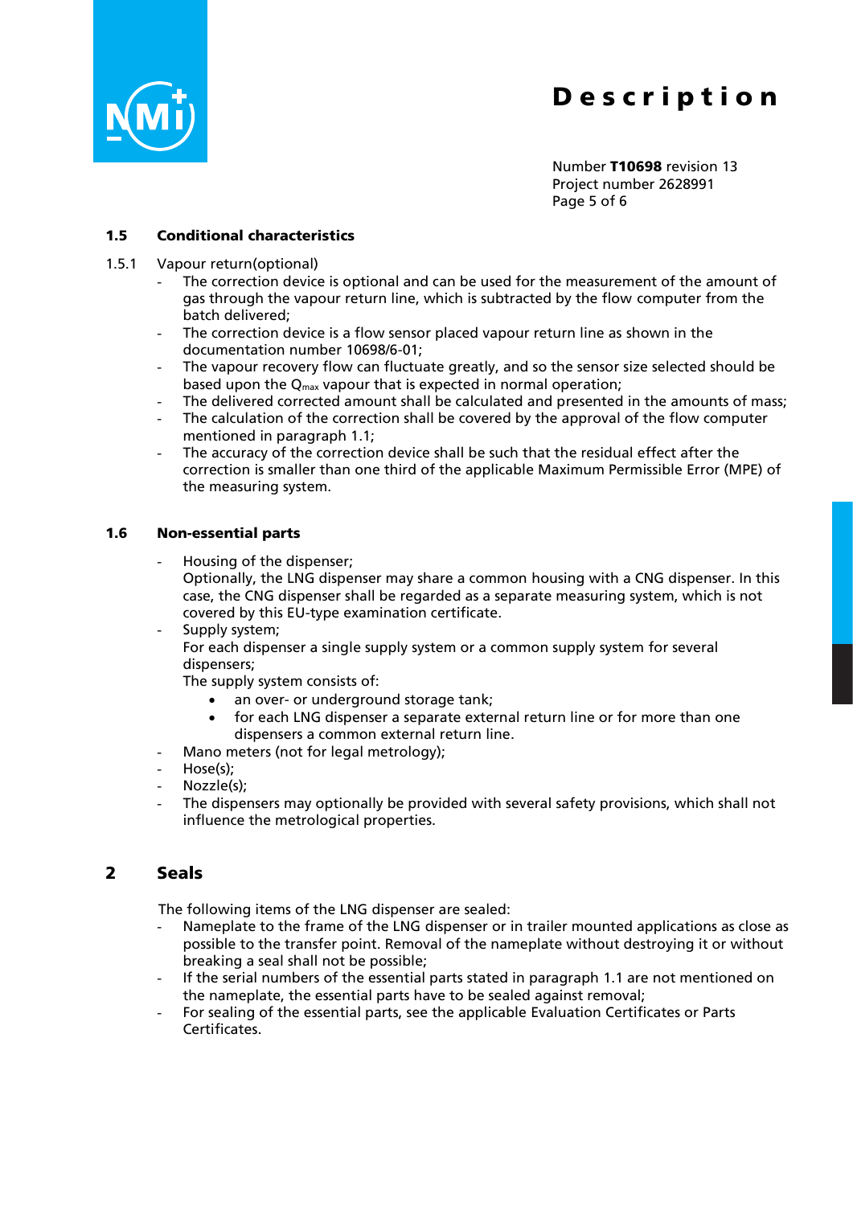## 1.5 Conditional characteristics

1.5.1 Vapour return(optional)

- The correction device is optional and can be used for the measurement of the amount of gas through the vapour return line, which is subtracted by the flow computer from the batch delivered;
- The correction device is a flow sensor placed vapour return line as shown in the documentation number 10698/6-01;
- The vapour recovery flow can fluctuate greatly, and so the sensor size selected should be based upon the $Q_{max}$ vapour that is expected in normal operation;
- The delivered corrected amount shall be calculated and presented in the amounts of mass;
- The calculation of the correction shall be covered by the approval of the flow computer mentioned in paragraph 1.1;
- The accuracy of the correction device shall be such that the residual effect after the correction is smaller than one third of the applicable Maximum Permissible Error (MPE) of the measuring system.

## 1.6 Non-essential parts

- Housing of the dispenser;
  Optionally, the LNG dispenser may share a common housing with a CNG dispenser. In this case, the CNG dispenser shall be regarded as a separate measuring system, which is not covered by this EU-type examination certificate.
- Supply system;
  For each dispenser a single supply system or a common supply system for several dispensers;
  The supply system consists of:
  - an over- or underground storage tank;
  - for each LNG dispenser a separate external return line or for more than one dispensers a common external return line.
- Mano meters (not for legal metrology);
- Hose(s);
- Nozzle(s);
- The dispensers may optionally be provided with several safety provisions, which shall not influence the metrological properties.

# 2 Seals

The following items of the LNG dispenser are sealed:

- Nameplate to the frame of the LNG dispenser or in trailer mounted applications as close as possible to the transfer point. Removal of the nameplate without destroying it or without breaking a seal shall not be possible;
- If the serial numbers of the essential parts stated in paragraph 1.1 are not mentioned on the nameplate, the essential parts have to be sealed against removal;
- For sealing of the essential parts, see the applicable Evaluation Certificates or Parts Certificates.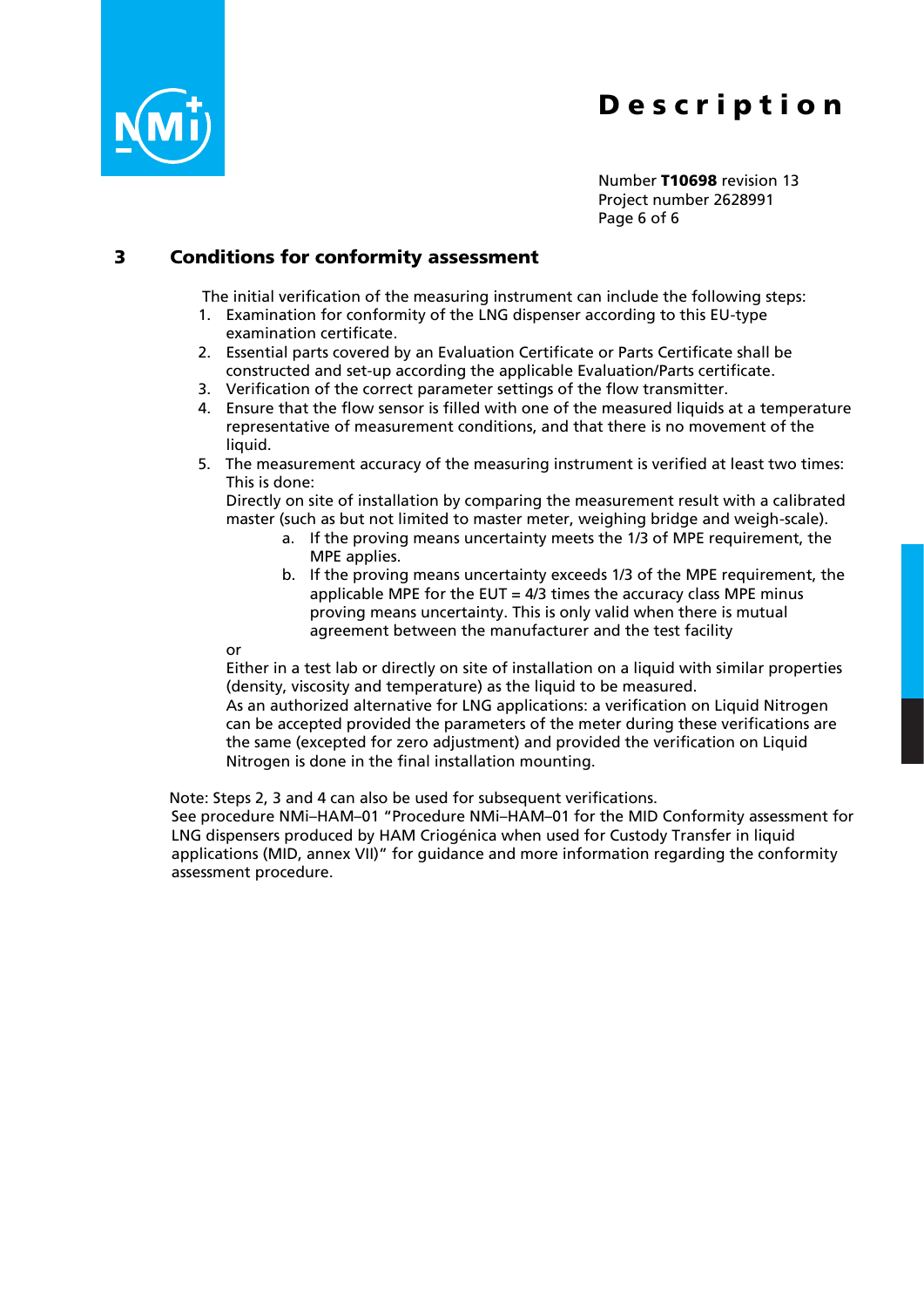## 3 Conditions for conformity assessment

The initial verification of the measuring instrument can include the following steps:

1. Examination for conformity of the LNG dispenser according to this EU-type examination certificate.
2. Essential parts covered by an Evaluation Certificate or Parts Certificate shall be constructed and set-up according the applicable Evaluation/Parts certificate.
3. Verification of the correct parameter settings of the flow transmitter.
4. Ensure that the flow sensor is filled with one of the measured liquids at a temperature representative of measurement conditions, and that there is no movement of the liquid.
5. The measurement accuracy of the measuring instrument is verified at least two times: This is done:
   Directly on site of installation by comparing the measurement result with a calibrated master (such as but not limited to master meter, weighing bridge and weigh-scale).
   a. If the proving means uncertainty meets the 1/3 of MPE requirement, the MPE applies.
   b. If the proving means uncertainty exceeds 1/3 of the MPE requirement, the applicable MPE for the EUT = 4/3 times the accuracy class MPE minus proving means uncertainty. This is only valid when there is mutual agreement between the manufacturer and the test facility

   or
   Either in a test lab or directly on site of installation on a liquid with similar properties (density, viscosity and temperature) as the liquid to be measured.
   As an authorized alternative for LNG applications: a verification on Liquid Nitrogen can be accepted provided the parameters of the meter during these verifications are the same (excepted for zero adjustment) and provided the verification on Liquid Nitrogen is done in the final installation mounting.

Note: Steps 2, 3 and 4 can also be used for subsequent verifications.
See procedure NMi–HAM–01 "Procedure NMi–HAM–01 for the MID Conformity assessment for LNG dispensers produced by HAM Criogénica when used for Custody Transfer in liquid applications (MID, annex VII)" for guidance and more information regarding the conformity assessment procedure.